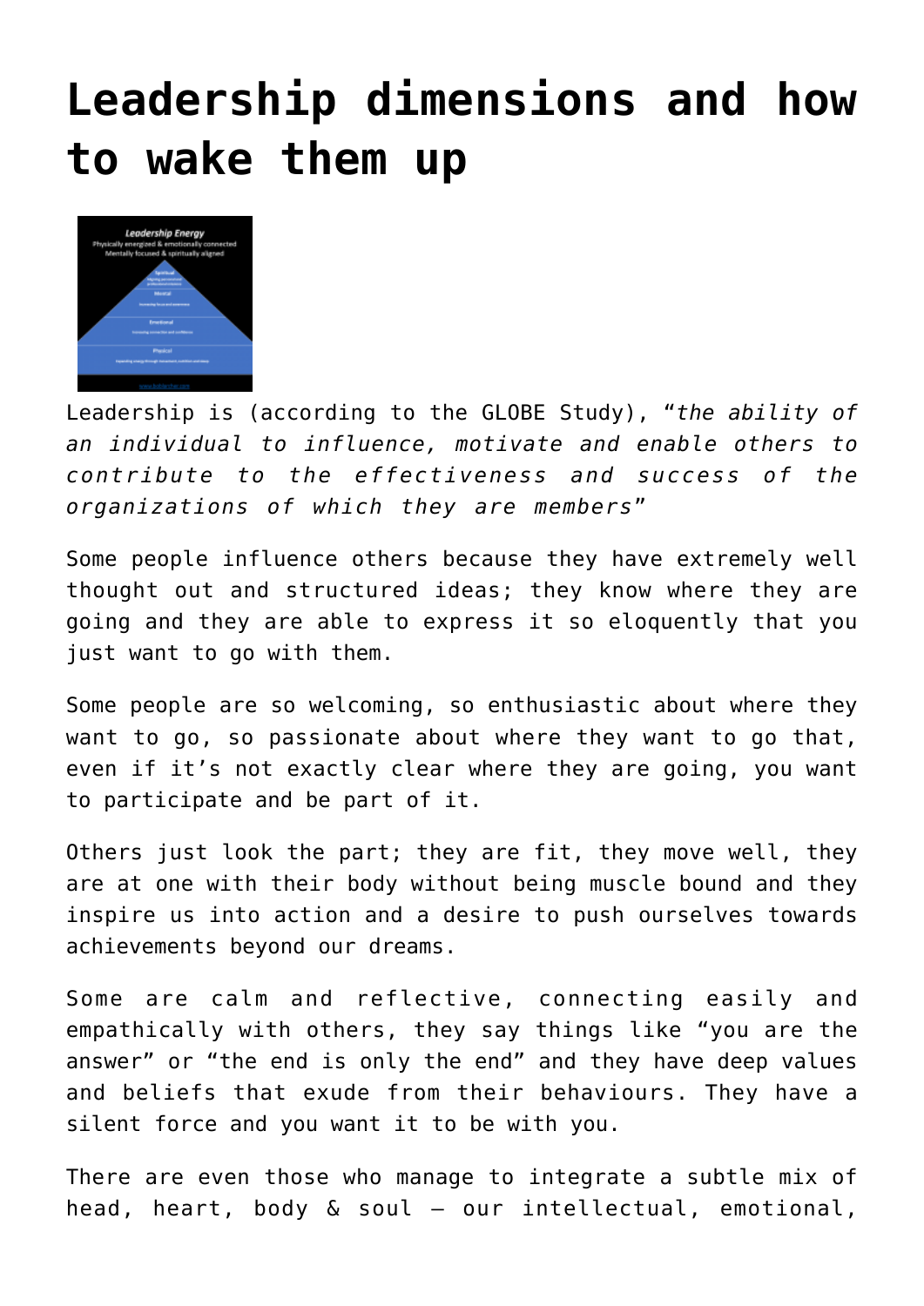# Leadership dimensions and how to wake them up

Leadership is (according to the GLOBE Study), "*the ability of an individual to influence, motivate and enable others to contribute to the effectiveness and success of the organizations of which they are members*"

Some people influence others because they have extremely well thought out and structured ideas; they know where they are going and they are able to express it so eloquently that you just want to go with them.

Some people are so welcoming, so enthusiastic about where they want to go, so passionate about where they want to go that, even if it's not exactly clear where they are going, you want to participate and be part of it.

Others just look the part; they are fit, they move well, they are at one with their body without being muscle bound and they inspire us into action and a desire to push ourselves towards achievements beyond our dreams.

Some are calm and reflective, connecting easily and empathically with others, they say things like "you are the answer" or "the end is only the end" and they have deep values and beliefs that exude from their behaviours. They have a silent force and you want it to be with you.

There are even those who manage to integrate a subtle mix of head, heart, body & soul – our intellectual, emotional,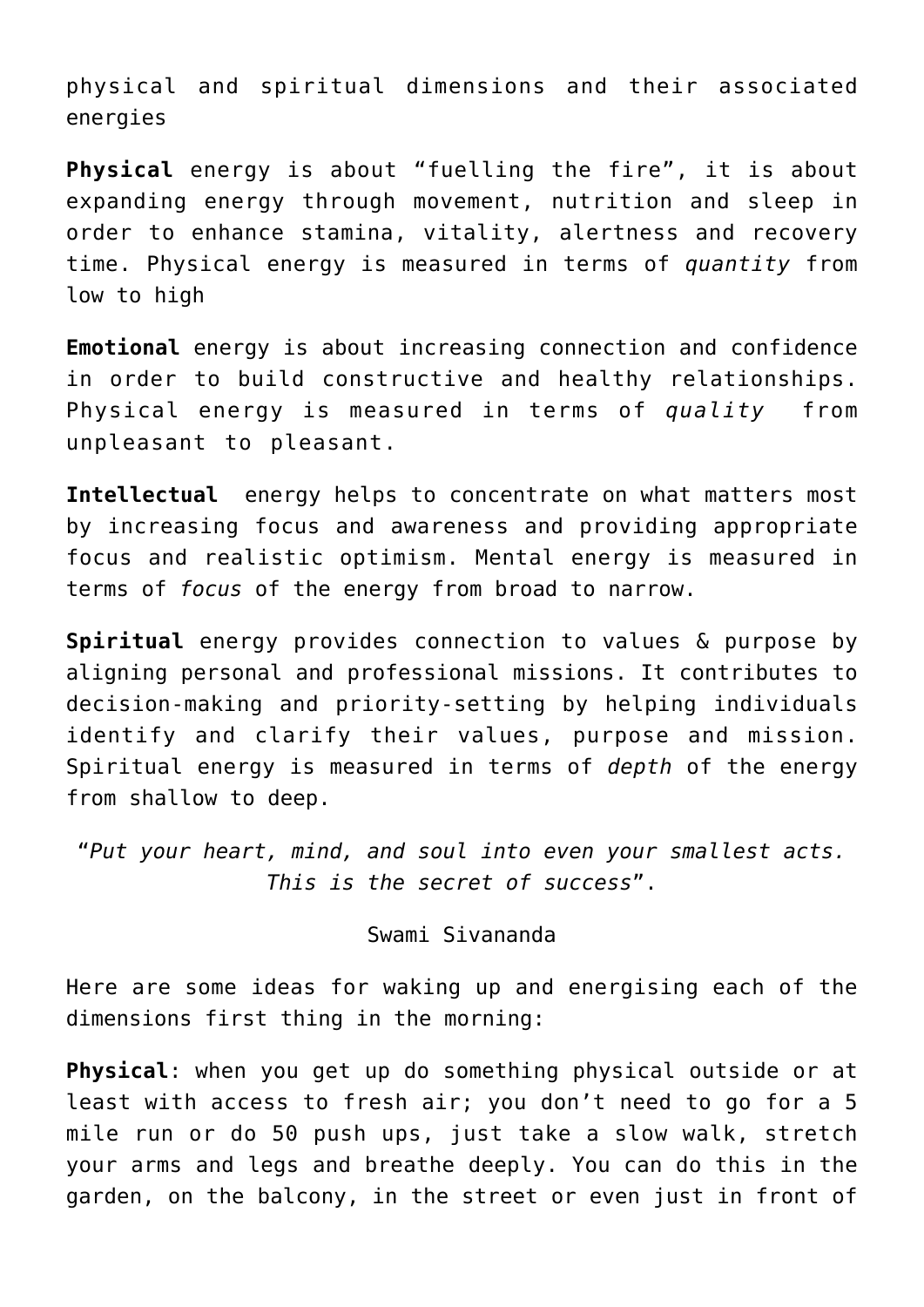physical and spiritual dimensions and their associated energies

**Physical** energy is about "fuelling the fire", it is about expanding energy through movement, nutrition and sleep in order to enhance stamina, vitality, alertness and recovery time. Physical energy is measured in terms of *quantity* from low to high

**Emotional** energy is about increasing connection and confidence in order to build constructive and healthy relationships. Physical energy is measured in terms of *quality* from unpleasant to pleasant.

**Intellectual** energy helps to concentrate on what matters most by increasing focus and awareness and providing appropriate focus and realistic optimism. Mental energy is measured in terms of *focus* of the energy from broad to narrow.

**Spiritual** energy provides connection to values & purpose by aligning personal and professional missions. It contributes to decision-making and priority-setting by helping individuals identify and clarify their values, purpose and mission. Spiritual energy is measured in terms of *depth* of the energy from shallow to deep.

"*Put your heart, mind, and soul into even your smallest acts. This is the secret of success*".

Swami Sivananda

Here are some ideas for waking up and energising each of the dimensions first thing in the morning:

**Physical**: when you get up do something physical outside or at least with access to fresh air; you don't need to go for a 5 mile run or do 50 push ups, just take a slow walk, stretch your arms and legs and breathe deeply. You can do this in the garden, on the balcony, in the street or even just in front of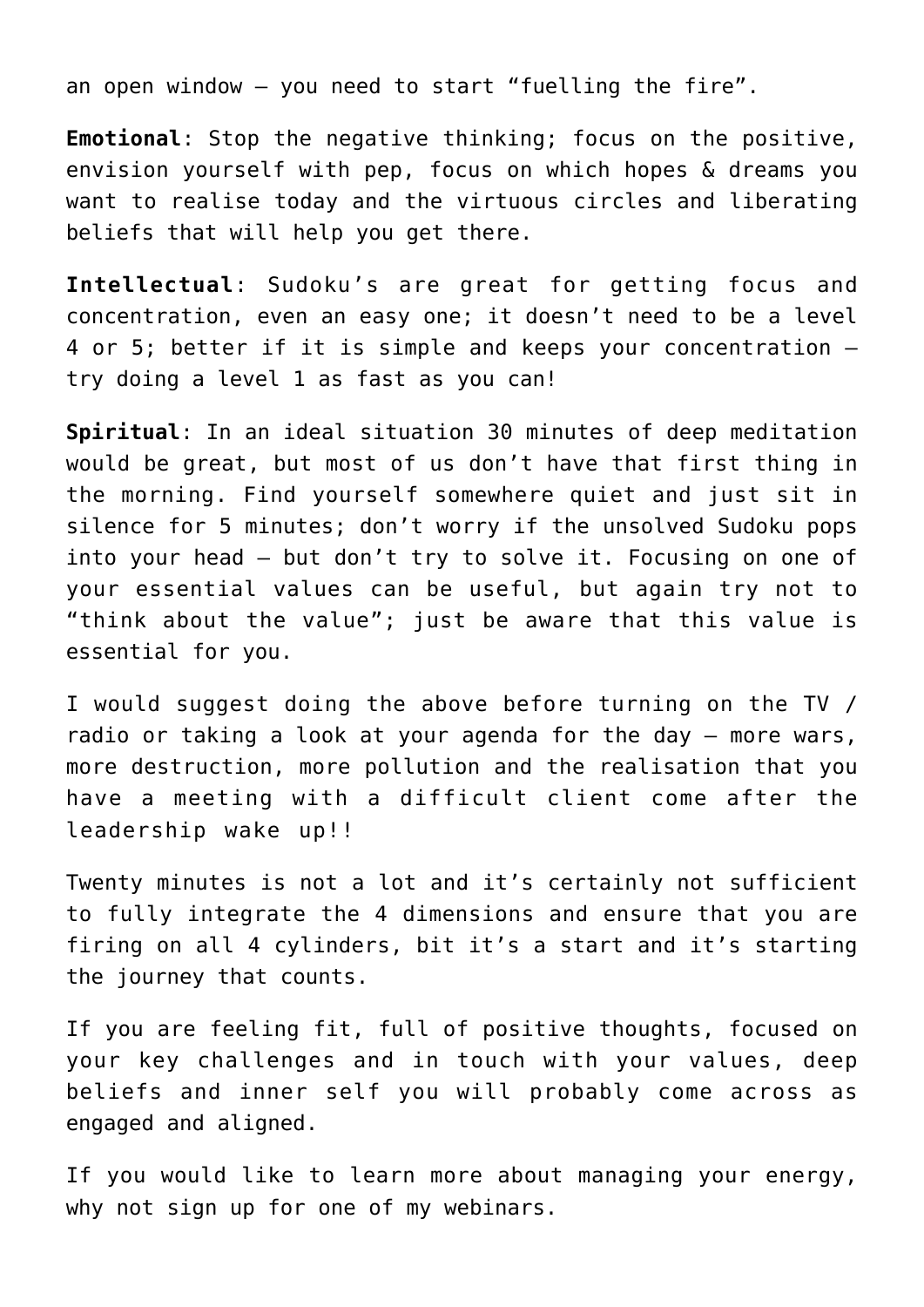an open window – you need to start “fuelling the fire”.

**Emotional**: Stop the negative thinking; focus on the positive, envision yourself with pep, focus on which hopes & dreams you want to realise today and the virtuous circles and liberating beliefs that will help you get there.

**Intellectual**: Sudoku’s are great for getting focus and concentration, even an easy one; it doesn’t need to be a level 4 or 5; better if it is simple and keeps your concentration – try doing a level 1 as fast as you can!

**Spiritual**: In an ideal situation 30 minutes of deep meditation would be great, but most of us don’t have that first thing in the morning. Find yourself somewhere quiet and just sit in silence for 5 minutes; don’t worry if the unsolved Sudoku pops into your head – but don’t try to solve it. Focusing on one of your essential values can be useful, but again try not to “think about the value”; just be aware that this value is essential for you.

I would suggest doing the above before turning on the TV / radio or taking a look at your agenda for the day – more wars, more destruction, more pollution and the realisation that you have a meeting with a difficult client come after the leadership wake up!!

Twenty minutes is not a lot and it’s certainly not sufficient to fully integrate the 4 dimensions and ensure that you are firing on all 4 cylinders, bit it’s a start and it’s starting the journey that counts.

If you are feeling fit, full of positive thoughts, focused on your key challenges and in touch with your values, deep beliefs and inner self you will probably come across as engaged and aligned.

If you would like to learn more about managing your energy, why not sign up for one of my webinars.